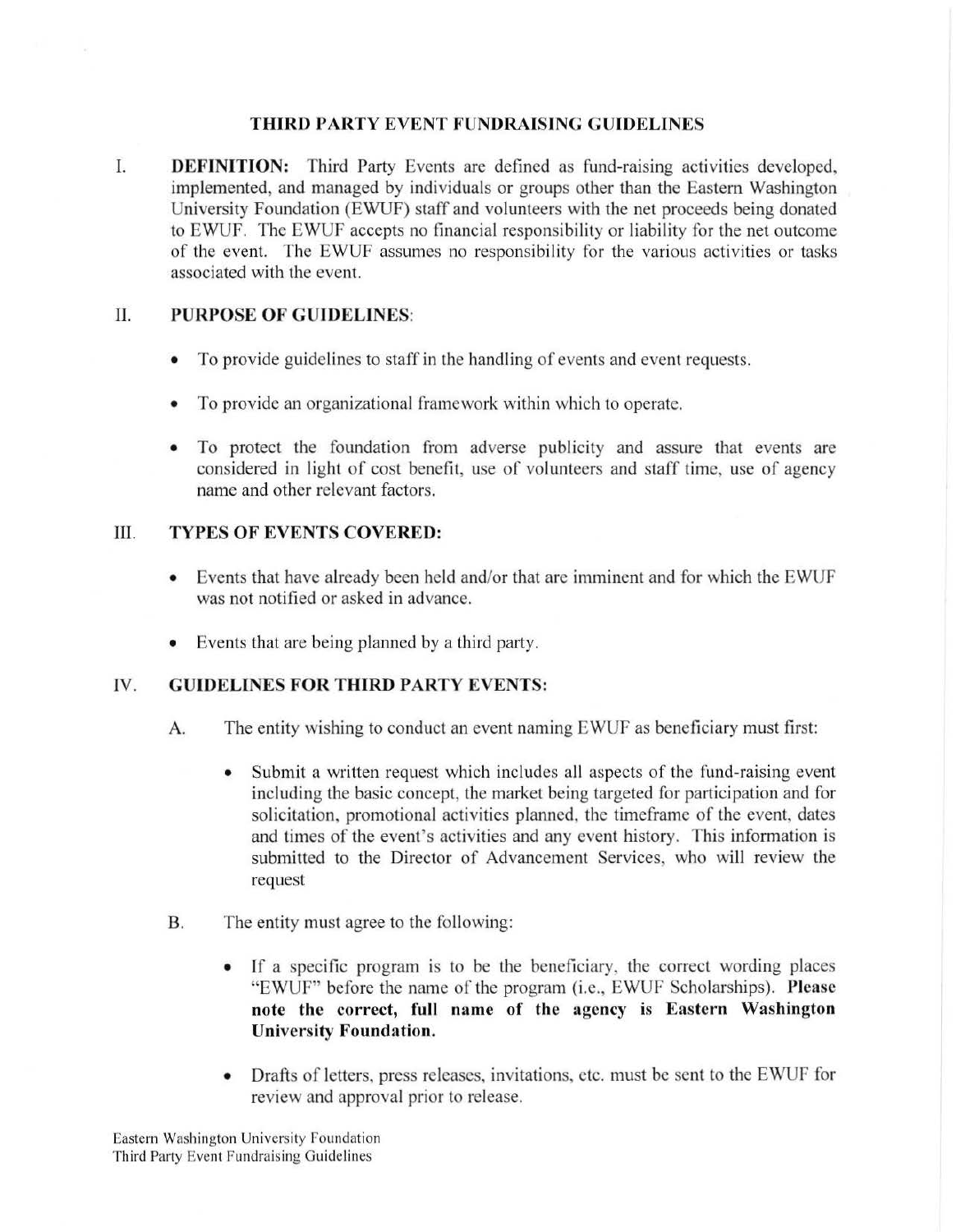# THIRD PARTY EVENT FUNDRAISING GUIDELINES

I. **DEFINITION:** Third Party Events are defined as fund-raising activities developed, implemented, and managed by individuals or groups other than the Eastern Washington University Foundation (EWUF) staff and volunteers with the net proceeds being donated to EWUF. The EWUF accepts no financial responsibility or liability for the net outcome of the event. The EWUF assumes no responsibility for the various activities or tasks associated with the event.

II. **PURPOSE OF GUIDELINES:**

- To provide guidelines to staff in the handling of events and event requests.
- To provide an organizational framework within which to operate.
- To protect the foundation from adverse publicity and assure that events are considered in light of cost benefit, use of volunteers and staff time, use of agency name and other relevant factors.

III. **TYPES OF EVENTS COVERED:**

- Events that have already been held and/or that are imminent and for which the EWUF was not notified or asked in advance.
- Events that are being planned by a third party.

IV. **GUIDELINES FOR THIRD PARTY EVENTS:**

A. The entity wishing to conduct an event naming EWUF as beneficiary must first:

- Submit a written request which includes all aspects of the fund-raising event including the basic concept, the market being targeted for participation and for solicitation, promotional activities planned, the timeframe of the event, dates and times of the event's activities and any event history. This information is submitted to the Director of Advancement Services, who will review the request

B. The entity must agree to the following:

- If a specific program is to be the beneficiary, the correct wording places "EWUF" before the name of the program (i.e., EWUF Scholarships). **Please note the correct, full name of the agency is Eastern Washington University Foundation.**
- Drafts of letters, press releases, invitations, etc. must be sent to the EWUF for review and approval prior to release.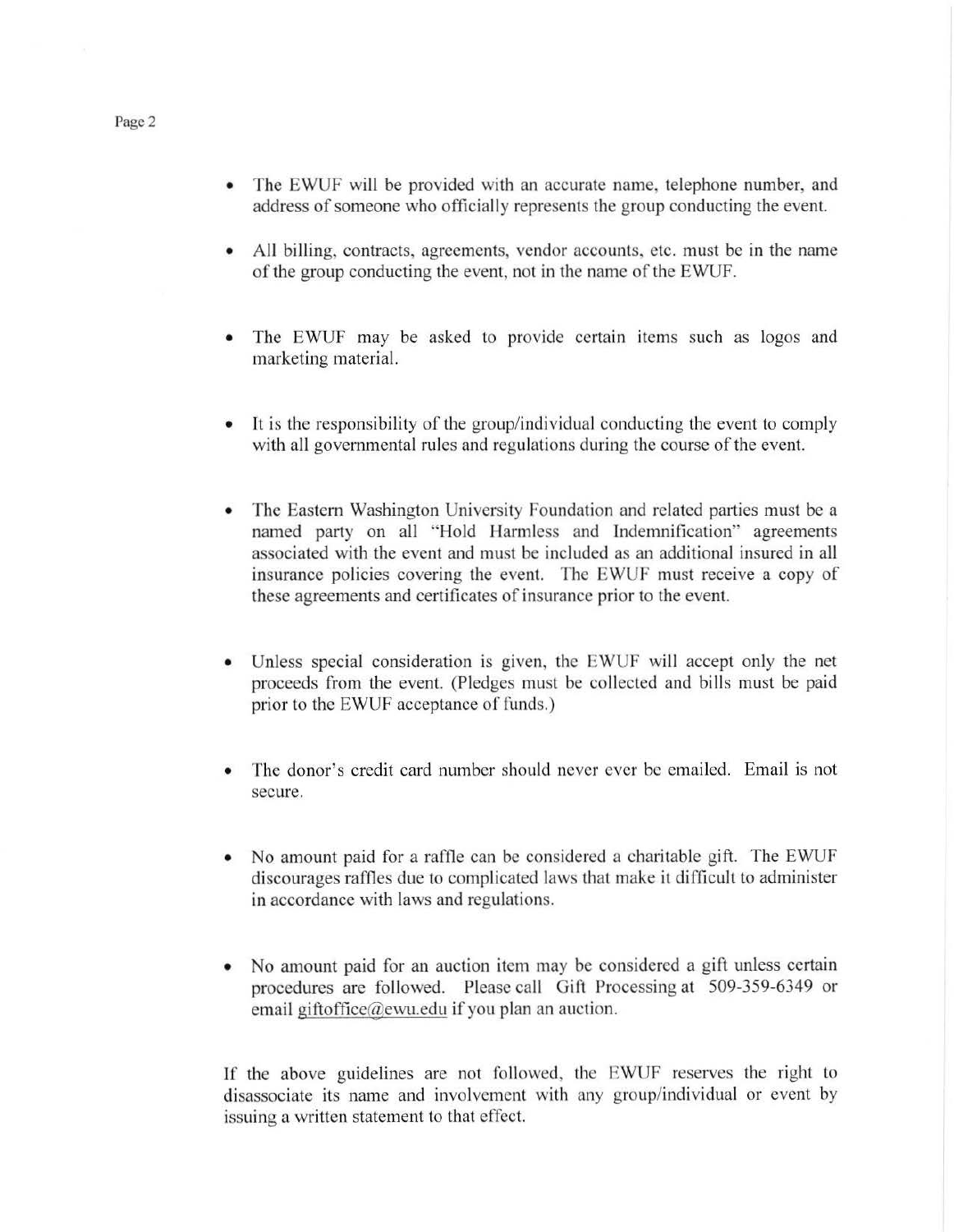- The EWUF will be provided with an accurate name, telephone number, and address of someone who officially represents the group conducting the event.

- All billing, contracts, agreements, vendor accounts, etc. must be in the name of the group conducting the event, not in the name of the EWUF.

- The EWUF may be asked to provide certain items such as logos and marketing material.

- It is the responsibility of the group/individual conducting the event to comply with all governmental rules and regulations during the course of the event.

- The Eastern Washington University Foundation and related parties must be a named party on all "Hold Harmless and Indemnification" agreements associated with the event and must be included as an additional insured in all insurance policies covering the event. The EWUF must receive a copy of these agreements and certificates of insurance prior to the event.

- Unless special consideration is given, the EWUF will accept only the net proceeds from the event. (Pledges must be collected and bills must be paid prior to the EWUF acceptance of funds.)

- The donor's credit card number should never ever be emailed. Email is not secure.

- No amount paid for a raffle can be considered a charitable gift. The EWUF discourages raffles due to complicated laws that make it difficult to administer in accordance with laws and regulations.

- No amount paid for an auction item may be considered a gift unless certain procedures are followed. Please call Gift Processing at 509-359-6349 or email giftoffice@ewu.edu if you plan an auction.

If the above guidelines are not followed, the EWUF reserves the right to disassociate its name and involvement with any group/individual or event by issuing a written statement to that effect.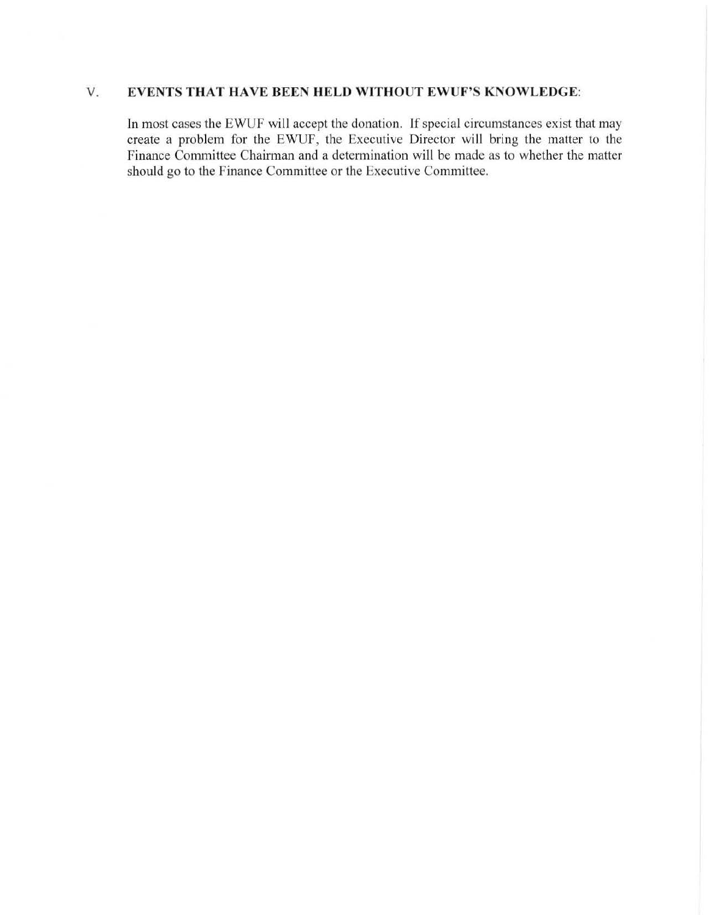## V. EVENTS THAT HAVE BEEN HELD WITHOUT EWUF'S KNOWLEDGE:

In most cases the EWUF will accept the donation. If special circumstances exist that may create a problem for the EWUF, the Executive Director will bring the matter to the Finance Committee Chairman and a determination will be made as to whether the matter should go to the Finance Committee or the Executive Committee.